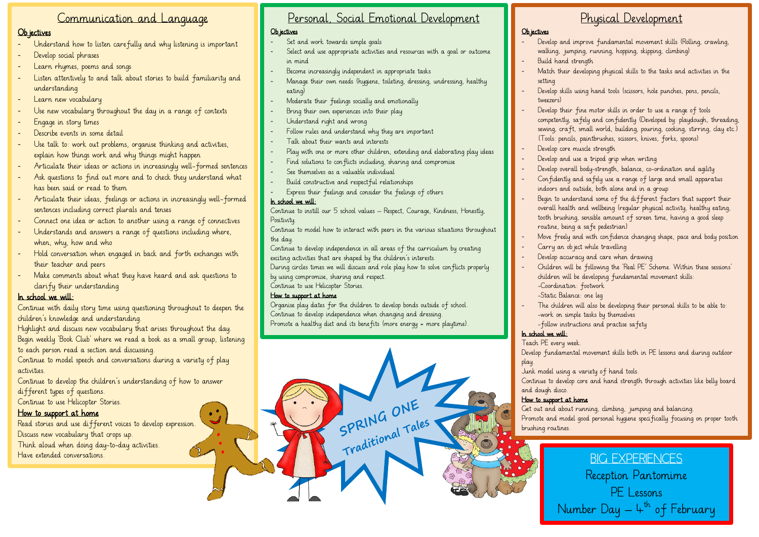## Communication and Language

**Objectives**

- Understand how to listen carefully and why listening is important
- Develop social phrases
- Learn rhymes, poems and songs
- Listen attentively to and talk about stories to build familiarity and understanding
- Learn new vocabulary
- Use new vocabulary throughout the day in a range of contexts
- Engage in story times
- Describe events in some detail
- Use talk to: work out problems, organise thinking and activities, explain how things work and why things might happen
- Articulate their ideas or actions in increasingly well-formed sentences
- Ask questions to find out more and to check they understand what has been said or read to them
- Articulate their ideas, feelings or actions in increasingly well-formed sentences including correct plurals and tenses
- Connect one idea or action to another using a range of connectives
- Understands and answers a range of questions including where, when, why, how and who
- Hold conversation when engaged in back and forth exchanges with their teacher and peers
- Make comments about what they have heard and ask questions to clarify their understanding

**In school we will:**

Continue with daily story time using questioning throughout to deepen the children's knowledge and understanding.
Highlight and discuss new vocabulary that arises throughout the day.
Begin weekly 'Book Club' where we read a book as a small group, listening to each person read a section and discussing.
Continue to model speech and conversations during a variety of play activities.
Continue to develop the children's understanding of how to answer different types of questions.
Continue to use Helicopter Stories.

**How to support at home**

Read stories and use different voices to develop expression.
Discuss new vocabulary that crops up.
Think aloud when doing day-to-day activities.
Have extended conversations.

## Personal, Social Emotional Development

**Objectives**

- Set and work towards simple goals
- Select and use appropriate activities and resources with a goal or outcome in mind
- Become increasingly independent in appropriate tasks
- Manage their own needs (hygiene, toileting, dressing, undressing, healthy eating)
- Moderate their feelings socially and emotionally
- Bring their own experiences into their play
- Understand right and wrong
- Follow rules and understand why they are important
- Talk about their wants and interests
- Play with one or more other children, extending and elaborating play ideas
- Find solutions to conflicts including, sharing and compromise
- See themselves as a valuable individual
- Build constructive and respectful relationships
- Express their feelings and consider the feelings of others

**In school we will:**

Continue to instill our 5 school values – Respect, Courage, Kindness, Honestly, Positivity.
Continue to model how to interact with peers in the various situations throughout the day.
Continue to develop independence in all areas of the curriculum by creating exciting activities that are shaped by the children's interests.
During circles times we will discuss and role play how to solve conflicts properly by using compromise, sharing and respect.
Continue to use Helicopter Stories.

**How to support at home**

Organise play dates for the children to develop bonds outside of school.
Continue to develop independence when changing and dressing.
Promote a healthy diet and its benefits (more energy = more playtime).

## Physical Development

**Objectives**

- Develop and improve fundamental movement skills (Rolling, crawling, walking, jumping, running, hopping, skipping, climbing)
- Build hand strength
- Match their developing physical skills to the tasks and activities in the setting
- Develop skills using hand tools (scissors, hole punches, pens, pencils, tweezers)
- Develop their fine motor skills in order to use a range of tools competently, safely and confidently (Developed by: playdough, threading, sewing, craft, small world, building, pouring, cooking, stirring, clay etc.) (Tools: pencils, paintbrushes, scissors, knives, forks, spoons)
- Develop core muscle strength
- Develop and use a tripod grip when writing
- Develop overall body-strength, balance, co-ordination and agility
- Confidently and safely use a range of large and small apparatus indoors and outside, both alone and in a group
- Begin to understand some of the different factors that support their overall health and wellbeing (regular physical activity, healthy eating, tooth brushing, sensible amount of screen time, having a good sleep routine, being a safe pedestrian)
- Move freely and with confidence changing shape, pace and body position
- Carry an object while travelling
- Develop accuracy and care when drawing
- Children will be following the 'Real PE' Scheme. Within these sessions' children will be developing fundamental movement skills:
  - Coordination: footwork
  - Static Balance: one leg
- The children will also be developing their personal skills to be able to:
  - work on simple tasks by themselves
  - follow instructions and practise safety

**In school we will:**

Teach PE every week.
Develop fundamental movement skills both in PE lessons and during outdoor play.
Junk model using a variety of hand tools.
Continue to develop core and hand strength through activities like belly board and dough disco.

**How to support at home**

Get out and about running, climbing, jumping and balancing.
Promote and model good personal hygiene specifically focusing on proper tooth brushing routines.

SPRING ONE
Traditional Tales

## BIG EXPERIENCES

Reception Pantomime
PE Lessons
Number Day – 4th of February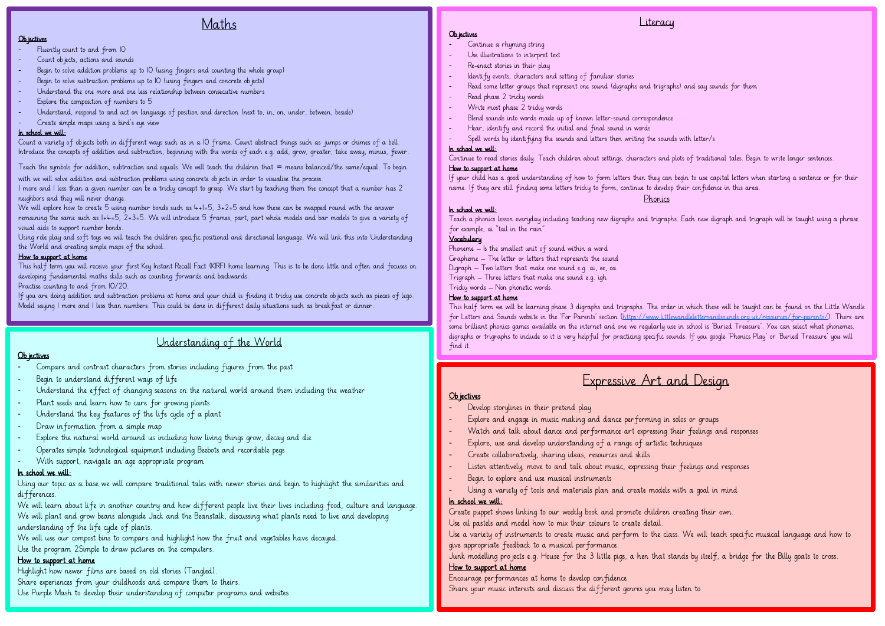## Maths

**Objectives**

- Fluently count to and from 10
- Count objects, actions and sounds
- Begin to solve addition problems up to 10 (using fingers and counting the whole group)
- Begin to solve subtraction problems up to 10 (using fingers and concrete objects)
- Understand the one more and one less relationship between consecutive numbers
- Explore the composition of numbers to 5
- Understand, respond to and act on language of position and direction (next to, in, on, under, between, beside)
- Create simple maps using a bird's eye view

**In school we will:**

Count a variety of objects both in different ways such as in a 10 frame. Count abstract things such as jumps or chimes of a bell. Introduce the concepts of addition and subtraction, beginning with the words of each e.g. add, grow, greater, take away, minus, fewer.

Teach the symbols for addition, subtraction and equals. We will teach the children that = means balanced/the same/equal. To begin with we will solve addition and subtraction problems using concrete objects in order to visualise the process.

1 more and 1 less than a given number can be a tricky concept to grasp. We start by teaching them the concept that a number has 2 neighbors and they will never change.

We will explore how to create 5 using number bonds such as 4+1=5, 3+2=5 and how these can be swapped round with the answer remaining the same such as 1+4=5, 2+3=5. We will introduce 5 frames, part, part whole models and bar models to give a variety of visual aids to support number bonds.

Using role play and soft toys we will teach the children specific positional and directional language. We will link this into Understanding the World and creating simple maps of the school.

**How to support at home**

This half term you will receive your first Key Instant Recall Fact (KIRF) home learning. This is to be done little and often and focuses on developing fundamental maths skills such as counting forwards and backwards.

Practise counting to and from 10/20.

If you are doing addition and subtraction problems at home and your child is finding it tricky use concrete objects such as pieces of lego. Model saying 1 more and 1 less than numbers. This could be done in different daily situations such as breakfast or dinner.

## Literacy

**Objectives**

- Continue a rhyming string
- Use illustrations to interpret text
- Re-enact stories in their play
- Identify events, characters and setting of familiar stories
- Read some letter groups that represent one sound (digraphs and trigraphs) and say sounds for them
- Read phase 2 tricky words
- Write most phase 2 tricky words
- Blend sounds into words made up of known letter-sound correspondence
- Hear, identify and record the initial and final sound in words
- Spell words by identifying the sounds and letters then writing the sounds with letter/s

**In school we will:**

Continue to read stories daily. Teach children about settings, characters and plots of traditional tales. Begin to write longer sentences.

**How to support at home**

If your child has a good understanding of how to form letters then they can begin to use capital letters when starting a sentence or for their name. If they are still finding some letters tricky to form, continue to develop their confidence in this area.

### Phonics

**In school we will:**

Teach a phonics lesson everyday including teaching new digraphs and trigraphs. Each new digraph and trigraph will be taught using a phrase for example, ai "tail in the rain".

**Vocabulary**

Phoneme – Is the smallest unit of sound within a word

Grapheme – The letter or letters that represents the sound

Digraph – Two letters that make one sound e.g. ai, ee, oa

Trigraph – Three letters that make one sound e.g. igh

Tricky words – Non phonetic words.

**How to support at home**

This half term we will be learning phase 3 digraphs and trigraphs. The order in which these will be taught can be found on the Little Wandle for Letters and Sounds website in the 'For Parents' section (https://www.littlewandlelettersandsounds.org.uk/resources/for-parents/). There are some brilliant phonics games available on the internet and one we regularly use in school is 'Buried Treasure'. You can select what phonemes, digraphs or trigraphs to include so it is very helpful for practicing specific sounds. If you google 'Phonics Play' or 'Buried Treasure' you will find it.

## Understanding of the World

**Objectives**

- Compare and contrast characters from stories including figures from the past
- Begin to understand different ways of life
- Understand the effect of changing seasons on the natural world around them including the weather
- Plant seeds and learn how to care for growing plants
- Understand the key features of the life cycle of a plant
- Draw information from a simple map
- Explore the natural world around us including how living things grow, decay and die
- Operates simple technological equipment including Beebots and recordable pegs
- With support, navigate an age appropriate program

**In school we will:**

Using our topic as a base we will compare traditional tales with newer stories and begin to highlight the similarities and differences.

We will learn about life in another country and how different people live their lives including food, culture and language.

We will plant and grow beans alongside Jack and the Beanstalk, discussing what plants need to live and developing understanding of the life cycle of plants.

We will use our compost bins to compare and highlight how the fruit and vegetables have decayed.

Use the program 2Simple to draw pictures on the computers.

**How to support at home**

Highlight how newer films are based on old stories (Tangled).

Share experiences from your childhoods and compare them to theirs.

Use Purple Mash to develop their understanding of computer programs and websites.

## Expressive Art and Design

**Objectives**

- Develop storylines in their pretend play
- Explore and engage in music making and dance performing in solos or groups
- Watch and talk about dance and performance art expressing their feelings and responses
- Explore, use and develop understanding of a range of artistic techniques
- Create collaboratively, sharing ideas, resources and skills.
- Listen attentively, move to and talk about music, expressing their feelings and responses
- Begin to explore and use musical instruments
- Using a variety of tools and materials plan and create models with a goal in mind

**In school we will:**

Create puppet shows linking to our weekly book and promote children creating their own.

Use oil pastels and model how to mix their colours to create detail.

Use a variety of instruments to create music and perform to the class. We will teach specific musical language and how to give appropriate feedback to a musical performance.

Junk modelling projects e.g. House for the 3 little pigs, a hen that stands by itself, a bridge for the Billy goats to cross.

**How to support at home**

Encourage performances at home to develop confidence.

Share your music interests and discuss the different genres you may listen to.